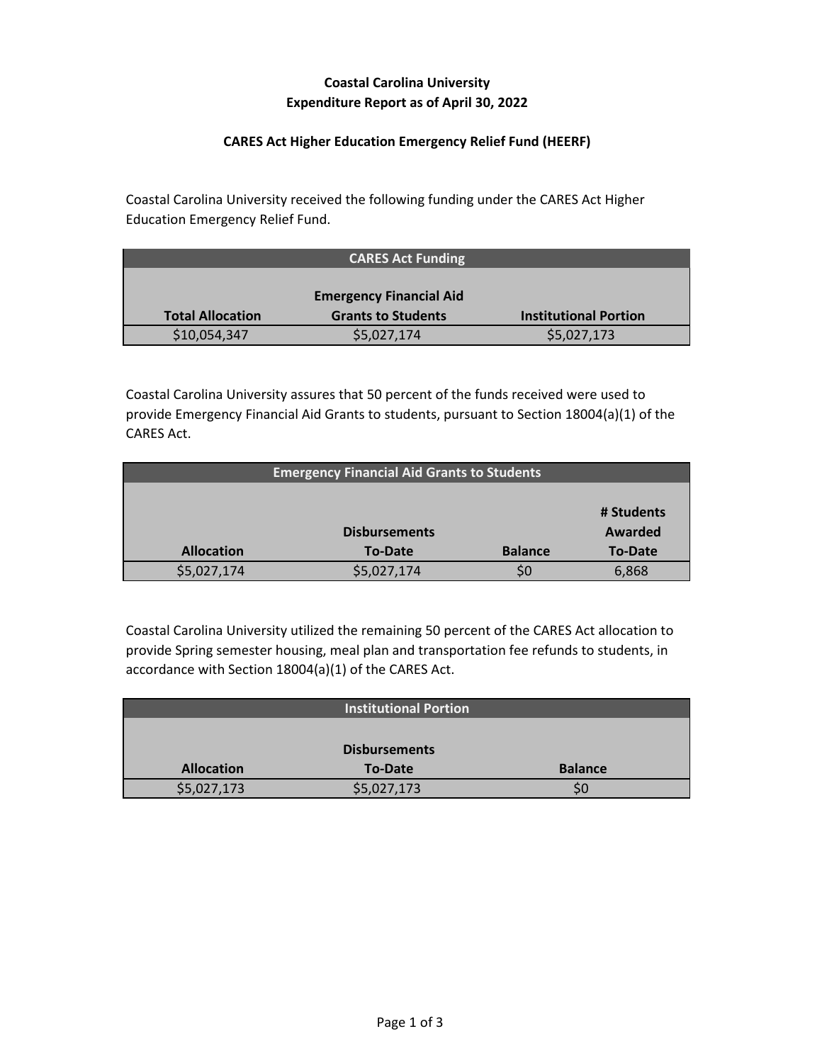**Coastal Carolina University**
**Expenditure Report as of April 30, 2022**

**CARES Act Higher Education Emergency Relief Fund (HEERF)**

Coastal Carolina University received the following funding under the CARES Act Higher Education Emergency Relief Fund.

| CARES Act Funding | | |
|---|---|---|
| **Total Allocation** | **Emergency Financial Aid Grants to Students** | **Institutional Portion** |
| $10,054,347 | $5,027,174 | $5,027,173 |

Coastal Carolina University assures that 50 percent of the funds received were used to provide Emergency Financial Aid Grants to students, pursuant to Section 18004(a)(1) of the CARES Act.

| Emergency Financial Aid Grants to Students | | | |
|---|---|---|---|
| **Allocation** | **Disbursements To-Date** | **Balance** | **# Students Awarded To-Date** |
| $5,027,174 | $5,027,174 | $0 | 6,868 |

Coastal Carolina University utilized the remaining 50 percent of the CARES Act allocation to provide Spring semester housing, meal plan and transportation fee refunds to students, in accordance with Section 18004(a)(1) of the CARES Act.

| Institutional Portion | | |
|---|---|---|
| **Allocation** | **Disbursements To-Date** | **Balance** |
| $5,027,173 | $5,027,173 | $0 |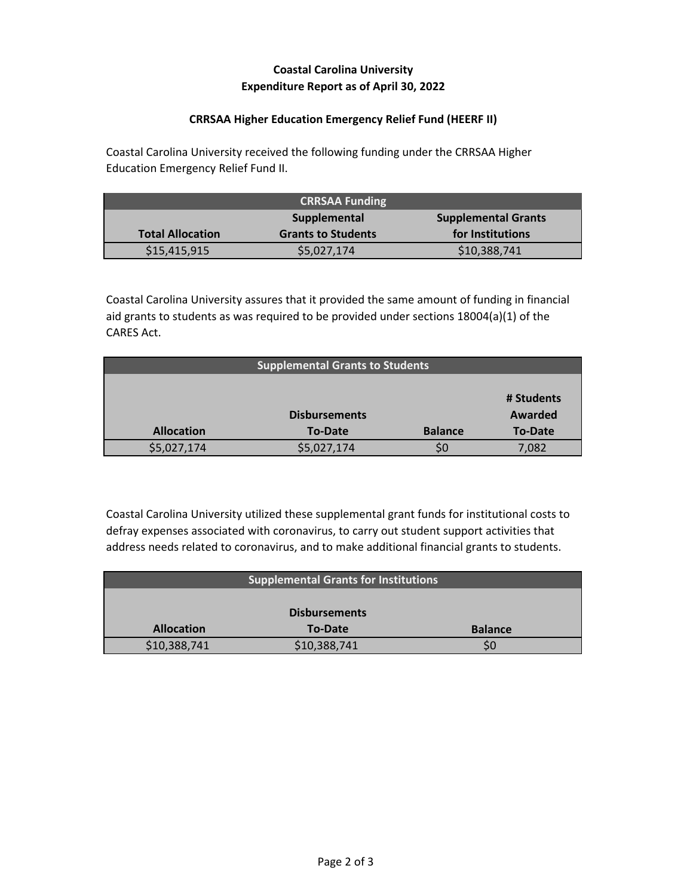# Coastal Carolina University
## Expenditure Report as of April 30, 2022

### CRRSAA Higher Education Emergency Relief Fund (HEERF II)

Coastal Carolina University received the following funding under the CRRSAA Higher Education Emergency Relief Fund II.

| CRRSAA Funding | | |
|---|---|---|
| **Total Allocation** | **Supplemental Grants to Students** | **Supplemental Grants for Institutions** |
| $15,415,915 | $5,027,174 | $10,388,741 |

Coastal Carolina University assures that it provided the same amount of funding in financial aid grants to students as was required to be provided under sections 18004(a)(1) of the CARES Act.

| Supplemental Grants to Students | | | |
|---|---|---|---|
| **Allocation** | **Disbursements To-Date** | **Balance** | **# Students Awarded To-Date** |
| $5,027,174 | $5,027,174 | $0 | 7,082 |

Coastal Carolina University utilized these supplemental grant funds for institutional costs to defray expenses associated with coronavirus, to carry out student support activities that address needs related to coronavirus, and to make additional financial grants to students.

| Supplemental Grants for Institutions | | |
|---|---|---|
| **Allocation** | **Disbursements To-Date** | **Balance** |
| $10,388,741 | $10,388,741 | $0 |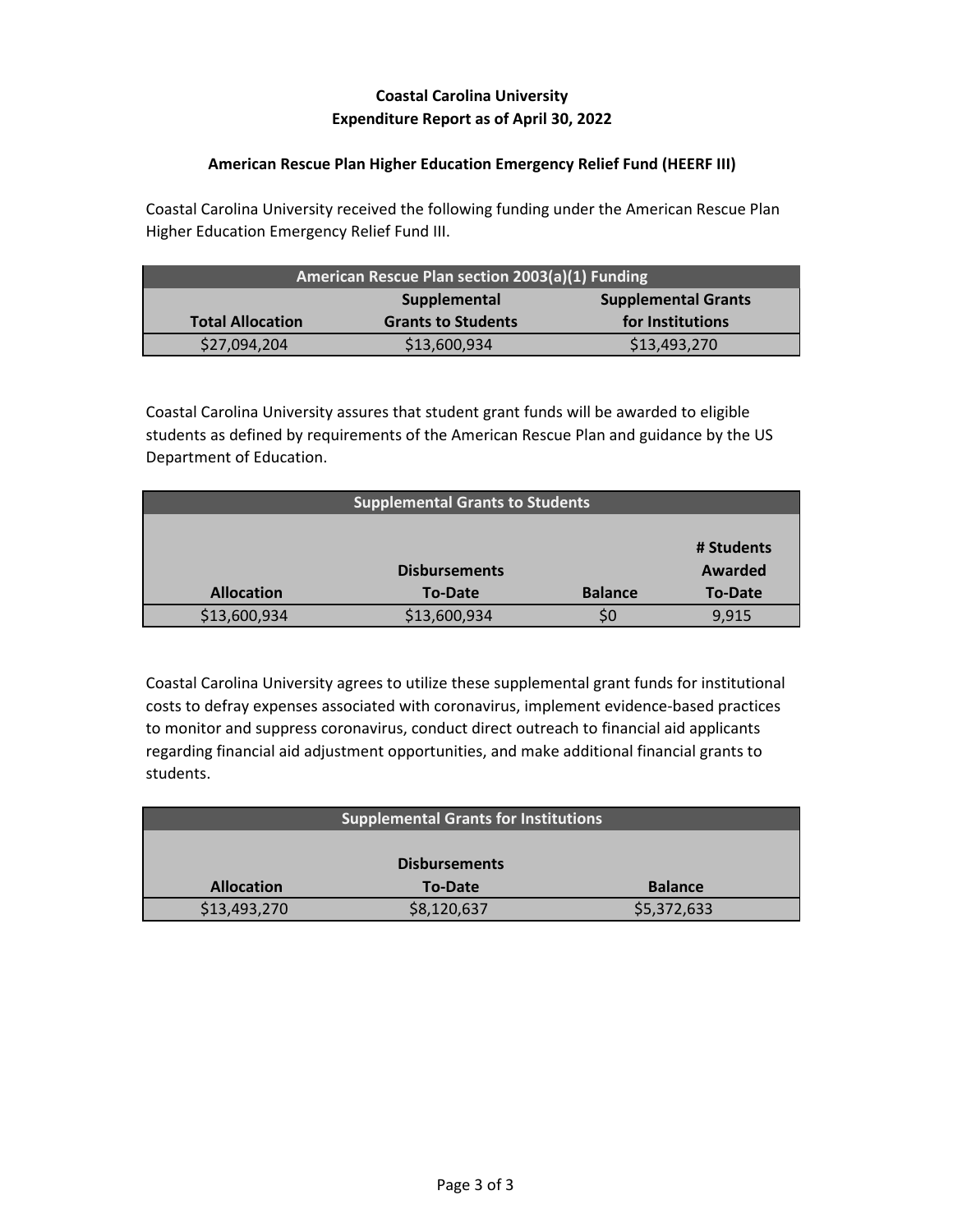**Coastal Carolina University**
**Expenditure Report as of April 30, 2022**

**American Rescue Plan Higher Education Emergency Relief Fund (HEERF III)**

Coastal Carolina University received the following funding under the American Rescue Plan Higher Education Emergency Relief Fund III.

| American Rescue Plan section 2003(a)(1) Funding | | |
|---|---|---|
| Total Allocation | Supplemental Grants to Students | Supplemental Grants for Institutions |
| $27,094,204 | $13,600,934 | $13,493,270 |

Coastal Carolina University assures that student grant funds will be awarded to eligible students as defined by requirements of the American Rescue Plan and guidance by the US Department of Education.

| Supplemental Grants to Students | | | |
|---|---|---|---|
| Allocation | Disbursements To-Date | Balance | # Students Awarded To-Date |
| $13,600,934 | $13,600,934 | $0 | 9,915 |

Coastal Carolina University agrees to utilize these supplemental grant funds for institutional costs to defray expenses associated with coronavirus, implement evidence-based practices to monitor and suppress coronavirus, conduct direct outreach to financial aid applicants regarding financial aid adjustment opportunities, and make additional financial grants to students.

| Supplemental Grants for Institutions | | |
|---|---|---|
| Allocation | Disbursements To-Date | Balance |
| $13,493,270 | $8,120,637 | $5,372,633 |